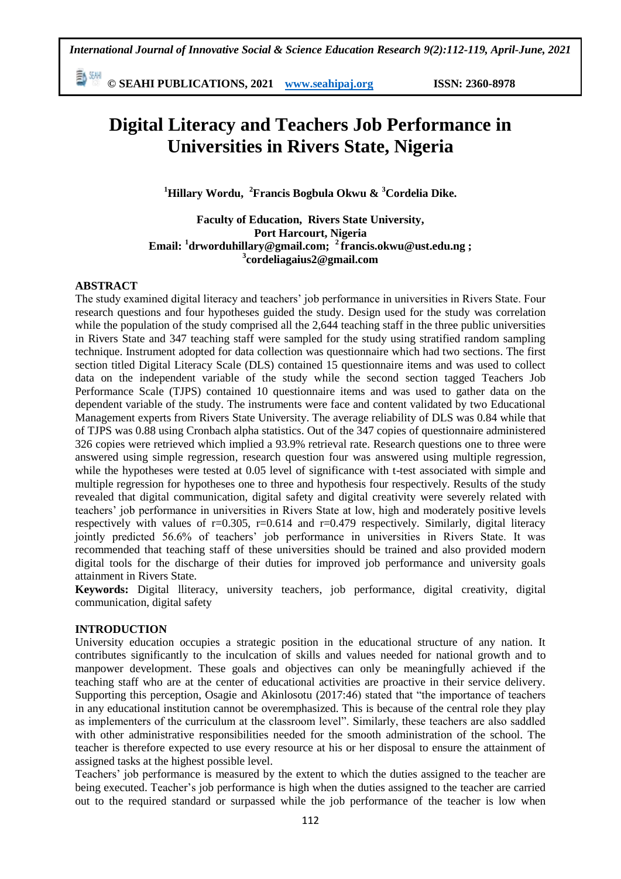# Digital Literacy and Teachers Job Performance in Universities in Rivers State, Nigeria

**[1]Hillary Wordu, [2]Francis Bogbula Okwu & [3]Cordelia Dike.**

**Faculty of Education, Rivers State University, Port Harcourt, Nigeria**
**Email: [1]drworduhillary@gmail.com; [2]francis.okwu@ust.edu.ng ; [3]cordeliagaius2@gmail.com**

## ABSTRACT

The study examined digital literacy and teachers' job performance in universities in Rivers State. Four research questions and four hypotheses guided the study. Design used for the study was correlation while the population of the study comprised all the 2,644 teaching staff in the three public universities in Rivers State and 347 teaching staff were sampled for the study using stratified random sampling technique. Instrument adopted for data collection was questionnaire which had two sections. The first section titled Digital Literacy Scale (DLS) contained 15 questionnaire items and was used to collect data on the independent variable of the study while the second section tagged Teachers Job Performance Scale (TJPS) contained 10 questionnaire items and was used to gather data on the dependent variable of the study. The instruments were face and content validated by two Educational Management experts from Rivers State University. The average reliability of DLS was 0.84 while that of TJPS was 0.88 using Cronbach alpha statistics. Out of the 347 copies of questionnaire administered 326 copies were retrieved which implied a 93.9% retrieval rate. Research questions one to three were answered using simple regression, research question four was answered using multiple regression, while the hypotheses were tested at 0.05 level of significance with t-test associated with simple and multiple regression for hypotheses one to three and hypothesis four respectively. Results of the study revealed that digital communication, digital safety and digital creativity were severely related with teachers' job performance in universities in Rivers State at low, high and moderately positive levels respectively with values of r=0.305, r=0.614 and r=0.479 respectively. Similarly, digital literacy jointly predicted 56.6% of teachers' job performance in universities in Rivers State. It was recommended that teaching staff of these universities should be trained and also provided modern digital tools for the discharge of their duties for improved job performance and university goals attainment in Rivers State.

**Keywords:** Digital llteracy, university teachers, job performance, digital creativity, digital communication, digital safety

## INTRODUCTION

University education occupies a strategic position in the educational structure of any nation. It contributes significantly to the inculcation of skills and values needed for national growth and to manpower development. These goals and objectives can only be meaningfully achieved if the teaching staff who are at the center of educational activities are proactive in their service delivery. Supporting this perception, Osagie and Akinlosotu (2017:46) stated that "the importance of teachers in any educational institution cannot be overemphasized. This is because of the central role they play as implementers of the curriculum at the classroom level". Similarly, these teachers are also saddled with other administrative responsibilities needed for the smooth administration of the school. The teacher is therefore expected to use every resource at his or her disposal to ensure the attainment of assigned tasks at the highest possible level.

Teachers' job performance is measured by the extent to which the duties assigned to the teacher are being executed. Teacher's job performance is high when the duties assigned to the teacher are carried out to the required standard or surpassed while the job performance of the teacher is low when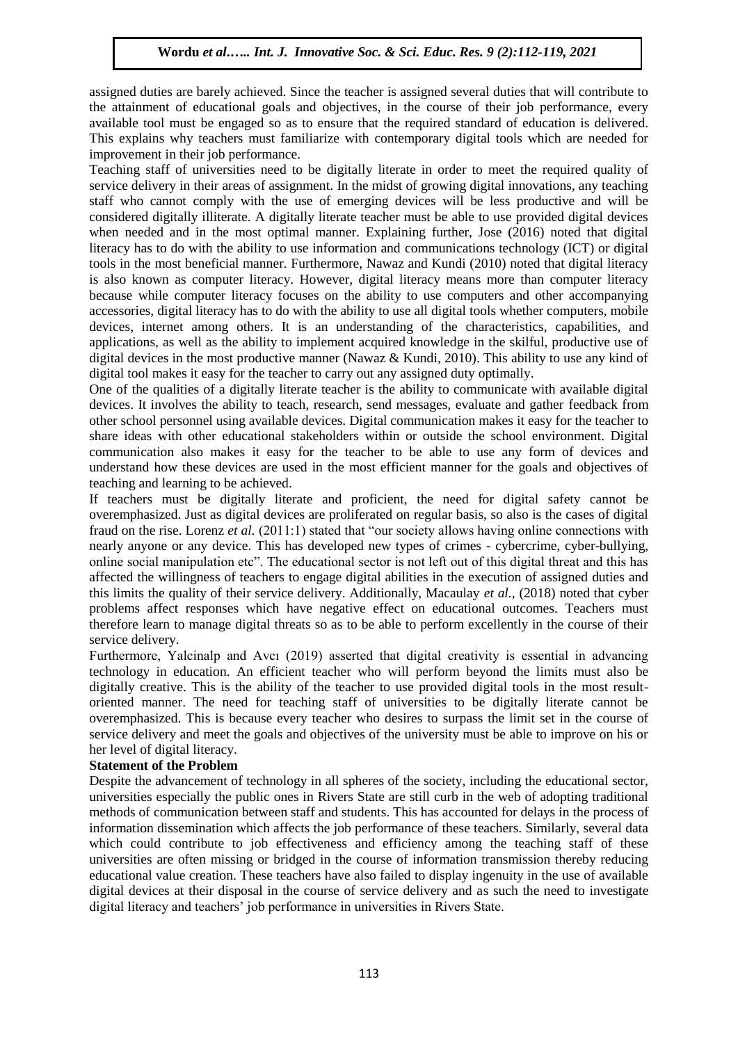assigned duties are barely achieved. Since the teacher is assigned several duties that will contribute to the attainment of educational goals and objectives, in the course of their job performance, every available tool must be engaged so as to ensure that the required standard of education is delivered. This explains why teachers must familiarize with contemporary digital tools which are needed for improvement in their job performance.

Teaching staff of universities need to be digitally literate in order to meet the required quality of service delivery in their areas of assignment. In the midst of growing digital innovations, any teaching staff who cannot comply with the use of emerging devices will be less productive and will be considered digitally illiterate. A digitally literate teacher must be able to use provided digital devices when needed and in the most optimal manner. Explaining further, Jose (2016) noted that digital literacy has to do with the ability to use information and communications technology (ICT) or digital tools in the most beneficial manner. Furthermore, Nawaz and Kundi (2010) noted that digital literacy is also known as computer literacy. However, digital literacy means more than computer literacy because while computer literacy focuses on the ability to use computers and other accompanying accessories, digital literacy has to do with the ability to use all digital tools whether computers, mobile devices, internet among others. It is an understanding of the characteristics, capabilities, and applications, as well as the ability to implement acquired knowledge in the skilful, productive use of digital devices in the most productive manner (Nawaz & Kundi, 2010). This ability to use any kind of digital tool makes it easy for the teacher to carry out any assigned duty optimally.

One of the qualities of a digitally literate teacher is the ability to communicate with available digital devices. It involves the ability to teach, research, send messages, evaluate and gather feedback from other school personnel using available devices. Digital communication makes it easy for the teacher to share ideas with other educational stakeholders within or outside the school environment. Digital communication also makes it easy for the teacher to be able to use any form of devices and understand how these devices are used in the most efficient manner for the goals and objectives of teaching and learning to be achieved.

If teachers must be digitally literate and proficient, the need for digital safety cannot be overemphasized. Just as digital devices are proliferated on regular basis, so also is the cases of digital fraud on the rise. Lorenz *et al.* (2011:1) stated that "our society allows having online connections with nearly anyone or any device. This has developed new types of crimes - cybercrime, cyber-bullying, online social manipulation etc". The educational sector is not left out of this digital threat and this has affected the willingness of teachers to engage digital abilities in the execution of assigned duties and this limits the quality of their service delivery. Additionally, Macaulay *et al.,* (2018) noted that cyber problems affect responses which have negative effect on educational outcomes. Teachers must therefore learn to manage digital threats so as to be able to perform excellently in the course of their service delivery.

Furthermore, Yalcinalp and Avcı (2019) asserted that digital creativity is essential in advancing technology in education. An efficient teacher who will perform beyond the limits must also be digitally creative. This is the ability of the teacher to use provided digital tools in the most result-oriented manner. The need for teaching staff of universities to be digitally literate cannot be overemphasized. This is because every teacher who desires to surpass the limit set in the course of service delivery and meet the goals and objectives of the university must be able to improve on his or her level of digital literacy.

**Statement of the Problem**

Despite the advancement of technology in all spheres of the society, including the educational sector, universities especially the public ones in Rivers State are still curb in the web of adopting traditional methods of communication between staff and students. This has accounted for delays in the process of information dissemination which affects the job performance of these teachers. Similarly, several data which could contribute to job effectiveness and efficiency among the teaching staff of these universities are often missing or bridged in the course of information transmission thereby reducing educational value creation. These teachers have also failed to display ingenuity in the use of available digital devices at their disposal in the course of service delivery and as such the need to investigate digital literacy and teachers' job performance in universities in Rivers State.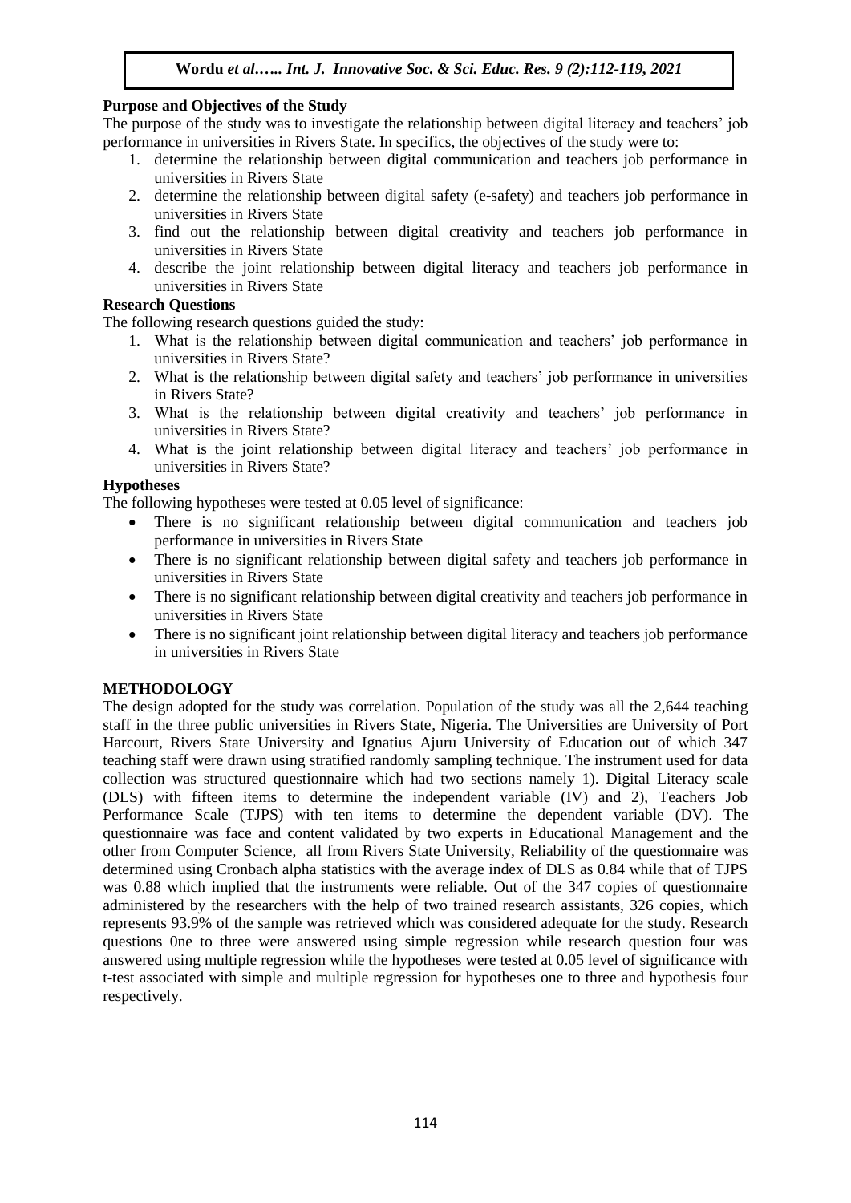**Purpose and Objectives of the Study**

The purpose of the study was to investigate the relationship between digital literacy and teachers' job performance in universities in Rivers State. In specifics, the objectives of the study were to:

1. determine the relationship between digital communication and teachers job performance in universities in Rivers State
2. determine the relationship between digital safety (e-safety) and teachers job performance in universities in Rivers State
3. find out the relationship between digital creativity and teachers job performance in universities in Rivers State
4. describe the joint relationship between digital literacy and teachers job performance in universities in Rivers State

**Research Questions**

The following research questions guided the study:

1. What is the relationship between digital communication and teachers' job performance in universities in Rivers State?
2. What is the relationship between digital safety and teachers' job performance in universities in Rivers State?
3. What is the relationship between digital creativity and teachers' job performance in universities in Rivers State?
4. What is the joint relationship between digital literacy and teachers' job performance in universities in Rivers State?

**Hypotheses**

The following hypotheses were tested at 0.05 level of significance:

- There is no significant relationship between digital communication and teachers job performance in universities in Rivers State
- There is no significant relationship between digital safety and teachers job performance in universities in Rivers State
- There is no significant relationship between digital creativity and teachers job performance in universities in Rivers State
- There is no significant joint relationship between digital literacy and teachers job performance in universities in Rivers State

## METHODOLOGY

The design adopted for the study was correlation. Population of the study was all the 2,644 teaching staff in the three public universities in Rivers State, Nigeria. The Universities are University of Port Harcourt, Rivers State University and Ignatius Ajuru University of Education out of which 347 teaching staff were drawn using stratified randomly sampling technique. The instrument used for data collection was structured questionnaire which had two sections namely 1). Digital Literacy scale (DLS) with fifteen items to determine the independent variable (IV) and 2), Teachers Job Performance Scale (TJPS) with ten items to determine the dependent variable (DV). The questionnaire was face and content validated by two experts in Educational Management and the other from Computer Science, all from Rivers State University, Reliability of the questionnaire was determined using Cronbach alpha statistics with the average index of DLS as 0.84 while that of TJPS was 0.88 which implied that the instruments were reliable. Out of the 347 copies of questionnaire administered by the researchers with the help of two trained research assistants, 326 copies, which represents 93.9% of the sample was retrieved which was considered adequate for the study. Research questions 0ne to three were answered using simple regression while research question four was answered using multiple regression while the hypotheses were tested at 0.05 level of significance with t-test associated with simple and multiple regression for hypotheses one to three and hypothesis four respectively.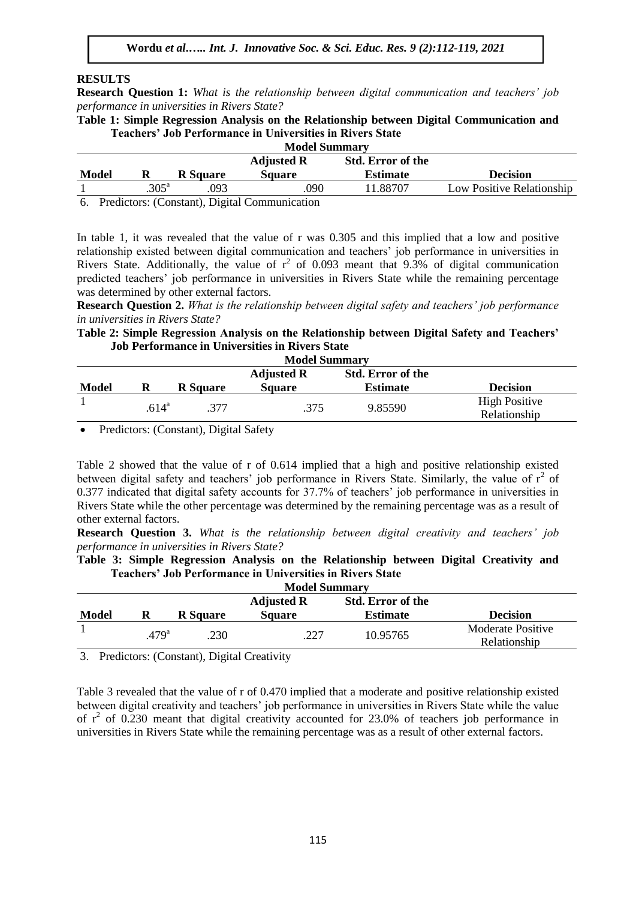## RESULTS

**Research Question 1:** *What is the relationship between digital communication and teachers' job performance in universities in Rivers State?*

**Table 1: Simple Regression Analysis on the Relationship between Digital Communication and Teachers' Job Performance in Universities in Rivers State**

| Model Summary | | | | | |
|---|---|---|---|---|---|
| **Model** | **R** | **R Square** | **Adjusted R Square** | **Std. Error of the Estimate** | **Decision** |
| 1 | .305[a] | .093 | .090 | 11.88707 | Low Positive Relationship |

6. Predictors: (Constant), Digital Communication

In table 1, it was revealed that the value of r was 0.305 and this implied that a low and positive relationship existed between digital communication and teachers' job performance in universities in Rivers State. Additionally, the value of $r^2$ of 0.093 meant that 9.3% of digital communication predicted teachers' job performance in universities in Rivers State while the remaining percentage was determined by other external factors.

**Research Question 2.** *What is the relationship between digital safety and teachers' job performance in universities in Rivers State?*

**Table 2: Simple Regression Analysis on the Relationship between Digital Safety and Teachers' Job Performance in Universities in Rivers State**

| Model Summary | | | | | |
|---|---|---|---|---|---|
| **Model** | **R** | **R Square** | **Adjusted R Square** | **Std. Error of the Estimate** | **Decision** |
| 1 | .614[a] | .377 | .375 | 9.85590 | High Positive Relationship |

- Predictors: (Constant), Digital Safety

Table 2 showed that the value of r of 0.614 implied that a high and positive relationship existed between digital safety and teachers' job performance in Rivers State. Similarly, the value of $r^2$ of 0.377 indicated that digital safety accounts for 37.7% of teachers' job performance in universities in Rivers State while the other percentage was determined by the remaining percentage was as a result of other external factors.

**Research Question 3.** *What is the relationship between digital creativity and teachers' job performance in universities in Rivers State?*

**Table 3: Simple Regression Analysis on the Relationship between Digital Creativity and Teachers' Job Performance in Universities in Rivers State**

| Model Summary | | | | | |
|---|---|---|---|---|---|
| **Model** | **R** | **R Square** | **Adjusted R Square** | **Std. Error of the Estimate** | **Decision** |
| 1 | .479[a] | .230 | .227 | 10.95765 | Moderate Positive Relationship |

3. Predictors: (Constant), Digital Creativity

Table 3 revealed that the value of r of 0.470 implied that a moderate and positive relationship existed between digital creativity and teachers' job performance in universities in Rivers State while the value of $r^2$ of 0.230 meant that digital creativity accounted for 23.0% of teachers job performance in universities in Rivers State while the remaining percentage was as a result of other external factors.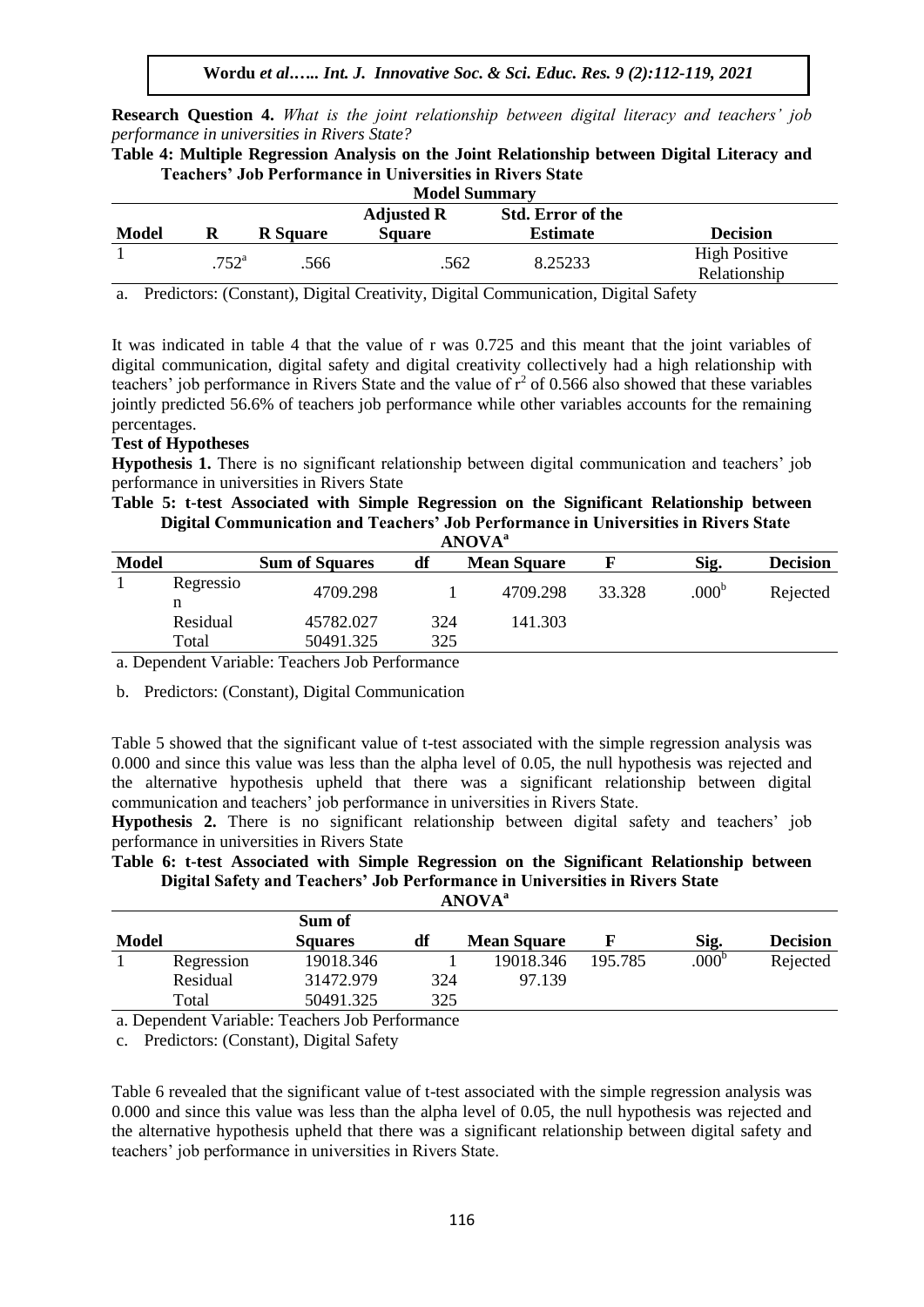**Research Question 4.** *What is the joint relationship between digital literacy and teachers' job performance in universities in Rivers State?*

**Table 4: Multiple Regression Analysis on the Joint Relationship between Digital Literacy and Teachers' Job Performance in Universities in Rivers State**

**Model Summary**

| Model | R | R Square | Adjusted R Square | Std. Error of the Estimate | Decision |
|---|---|---|---|---|---|
| 1 | .752[a] | .566 | .562 | 8.25233 | High Positive Relationship |

a. Predictors: (Constant), Digital Creativity, Digital Communication, Digital Safety

It was indicated in table 4 that the value of r was 0.725 and this meant that the joint variables of digital communication, digital safety and digital creativity collectively had a high relationship with teachers' job performance in Rivers State and the value of $r^2$ of 0.566 also showed that these variables jointly predicted 56.6% of teachers job performance while other variables accounts for the remaining percentages.

**Test of Hypotheses**

**Hypothesis 1.** There is no significant relationship between digital communication and teachers' job performance in universities in Rivers State

**Table 5: t-test Associated with Simple Regression on the Significant Relationship between Digital Communication and Teachers' Job Performance in Universities in Rivers State**

**ANOVA[a]**

| Model | | Sum of Squares | df | Mean Square | F | Sig. | Decision |
|---|---|---|---|---|---|---|---|
| 1 | Regression | 4709.298 | 1 | 4709.298 | 33.328 | .000[b] | Rejected |
| | Residual | 45782.027 | 324 | 141.303 | | | |
| | Total | 50491.325 | 325 | | | | |

a. Dependent Variable: Teachers Job Performance

b. Predictors: (Constant), Digital Communication

Table 5 showed that the significant value of t-test associated with the simple regression analysis was 0.000 and since this value was less than the alpha level of 0.05, the null hypothesis was rejected and the alternative hypothesis upheld that there was a significant relationship between digital communication and teachers' job performance in universities in Rivers State.

**Hypothesis 2.** There is no significant relationship between digital safety and teachers' job performance in universities in Rivers State

**Table 6: t-test Associated with Simple Regression on the Significant Relationship between Digital Safety and Teachers' Job Performance in Universities in Rivers State**

**ANOVA[a]**

| Model | | Sum of Squares | df | Mean Square | F | Sig. | Decision |
|---|---|---|---|---|---|---|---|
| 1 | Regression | 19018.346 | 1 | 19018.346 | 195.785 | .000[b] | Rejected |
| | Residual | 31472.979 | 324 | 97.139 | | | |
| | Total | 50491.325 | 325 | | | | |

a. Dependent Variable: Teachers Job Performance

c. Predictors: (Constant), Digital Safety

Table 6 revealed that the significant value of t-test associated with the simple regression analysis was 0.000 and since this value was less than the alpha level of 0.05, the null hypothesis was rejected and the alternative hypothesis upheld that there was a significant relationship between digital safety and teachers' job performance in universities in Rivers State.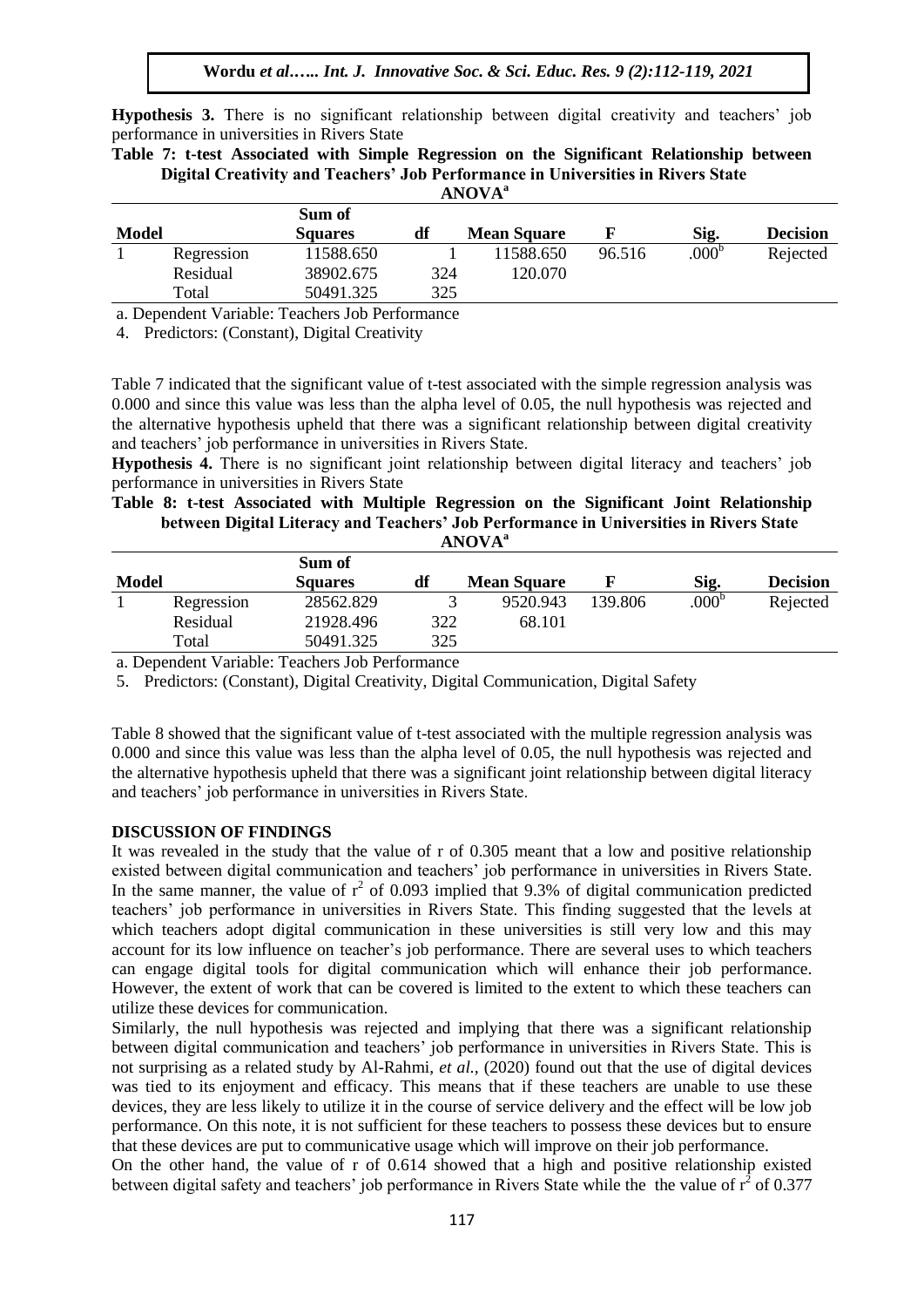**Hypothesis 3.** There is no significant relationship between digital creativity and teachers' job performance in universities in Rivers State

**Table 7: t-test Associated with Simple Regression on the Significant Relationship between Digital Creativity and Teachers' Job Performance in Universities in Rivers State**

**ANOVA**[a]

| Model | | Sum of Squares | df | Mean Square | F | Sig. | Decision |
|---|---|---|---|---|---|---|---|
| 1 | Regression | 11588.650 | 1 | 11588.650 | 96.516 | .000[b] | Rejected |
| | Residual | 38902.675 | 324 | 120.070 | | | |
| | Total | 50491.325 | 325 | | | | |

a. Dependent Variable: Teachers Job Performance

4. Predictors: (Constant), Digital Creativity

Table 7 indicated that the significant value of t-test associated with the simple regression analysis was 0.000 and since this value was less than the alpha level of 0.05, the null hypothesis was rejected and the alternative hypothesis upheld that there was a significant relationship between digital creativity and teachers' job performance in universities in Rivers State.

**Hypothesis 4.** There is no significant joint relationship between digital literacy and teachers' job performance in universities in Rivers State

**Table 8: t-test Associated with Multiple Regression on the Significant Joint Relationship between Digital Literacy and Teachers' Job Performance in Universities in Rivers State**

**ANOVA**[a]

| Model | | Sum of Squares | df | Mean Square | F | Sig. | Decision |
|---|---|---|---|---|---|---|---|
| 1 | Regression | 28562.829 | 3 | 9520.943 | 139.806 | .000[b] | Rejected |
| | Residual | 21928.496 | 322 | 68.101 | | | |
| | Total | 50491.325 | 325 | | | | |

a. Dependent Variable: Teachers Job Performance

5. Predictors: (Constant), Digital Creativity, Digital Communication, Digital Safety

Table 8 showed that the significant value of t-test associated with the multiple regression analysis was 0.000 and since this value was less than the alpha level of 0.05, the null hypothesis was rejected and the alternative hypothesis upheld that there was a significant joint relationship between digital literacy and teachers' job performance in universities in Rivers State.

## DISCUSSION OF FINDINGS

It was revealed in the study that the value of r of 0.305 meant that a low and positive relationship existed between digital communication and teachers' job performance in universities in Rivers State. In the same manner, the value of $r^2$ of 0.093 implied that 9.3% of digital communication predicted teachers' job performance in universities in Rivers State. This finding suggested that the levels at which teachers adopt digital communication in these universities is still very low and this may account for its low influence on teacher's job performance. There are several uses to which teachers can engage digital tools for digital communication which will enhance their job performance. However, the extent of work that can be covered is limited to the extent to which these teachers can utilize these devices for communication.

Similarly, the null hypothesis was rejected and implying that there was a significant relationship between digital communication and teachers' job performance in universities in Rivers State. This is not surprising as a related study by Al-Rahmi, *et al.*, (2020) found out that the use of digital devices was tied to its enjoyment and efficacy. This means that if these teachers are unable to use these devices, they are less likely to utilize it in the course of service delivery and the effect will be low job performance. On this note, it is not sufficient for these teachers to possess these devices but to ensure that these devices are put to communicative usage which will improve on their job performance.

On the other hand, the value of r of 0.614 showed that a high and positive relationship existed between digital safety and teachers' job performance in Rivers State while the the value of $r^2$ of 0.377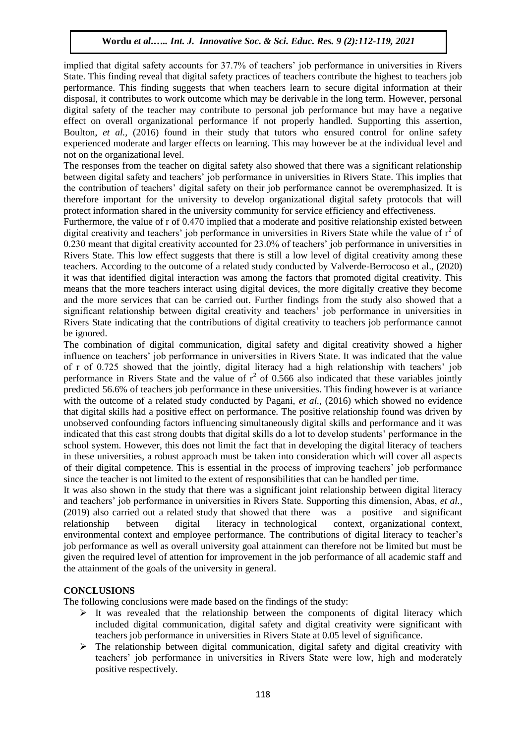implied that digital safety accounts for 37.7% of teachers' job performance in universities in Rivers State. This finding reveal that digital safety practices of teachers contribute the highest to teachers job performance. This finding suggests that when teachers learn to secure digital information at their disposal, it contributes to work outcome which may be derivable in the long term. However, personal digital safety of the teacher may contribute to personal job performance but may have a negative effect on overall organizational performance if not properly handled. Supporting this assertion, Boulton, *et al.,* (2016) found in their study that tutors who ensured control for online safety experienced moderate and larger effects on learning. This may however be at the individual level and not on the organizational level.

The responses from the teacher on digital safety also showed that there was a significant relationship between digital safety and teachers' job performance in universities in Rivers State. This implies that the contribution of teachers' digital safety on their job performance cannot be overemphasized. It is therefore important for the university to develop organizational digital safety protocols that will protect information shared in the university community for service efficiency and effectiveness.

Furthermore, the value of r of 0.470 implied that a moderate and positive relationship existed between digital creativity and teachers' job performance in universities in Rivers State while the value of $r^2$ of 0.230 meant that digital creativity accounted for 23.0% of teachers' job performance in universities in Rivers State. This low effect suggests that there is still a low level of digital creativity among these teachers. According to the outcome of a related study conducted by Valverde-Berrocoso et al., (2020) it was that identified digital interaction was among the factors that promoted digital creativity. This means that the more teachers interact using digital devices, the more digitally creative they become and the more services that can be carried out. Further findings from the study also showed that a significant relationship between digital creativity and teachers' job performance in universities in Rivers State indicating that the contributions of digital creativity to teachers job performance cannot be ignored.

The combination of digital communication, digital safety and digital creativity showed a higher influence on teachers' job performance in universities in Rivers State. It was indicated that the value of r of 0.725 showed that the jointly, digital literacy had a high relationship with teachers' job performance in Rivers State and the value of $r^2$ of 0.566 also indicated that these variables jointly predicted 56.6% of teachers job performance in these universities. This finding however is at variance with the outcome of a related study conducted by Pagani, *et al.,* (2016) which showed no evidence that digital skills had a positive effect on performance. The positive relationship found was driven by unobserved confounding factors influencing simultaneously digital skills and performance and it was indicated that this cast strong doubts that digital skills do a lot to develop students' performance in the school system. However, this does not limit the fact that in developing the digital literacy of teachers in these universities, a robust approach must be taken into consideration which will cover all aspects of their digital competence. This is essential in the process of improving teachers' job performance since the teacher is not limited to the extent of responsibilities that can be handled per time.

It was also shown in the study that there was a significant joint relationship between digital literacy and teachers' job performance in universities in Rivers State. Supporting this dimension, Abas, *et al.,* (2019) also carried out a related study that showed that there was a positive and significant relationship between digital literacy in technological context, organizational context, environmental context and employee performance. The contributions of digital literacy to teacher's job performance as well as overall university goal attainment can therefore not be limited but must be given the required level of attention for improvement in the job performance of all academic staff and the attainment of the goals of the university in general.

## CONCLUSIONS

The following conclusions were made based on the findings of the study:

- It was revealed that the relationship between the components of digital literacy which included digital communication, digital safety and digital creativity were significant with teachers job performance in universities in Rivers State at 0.05 level of significance.
- The relationship between digital communication, digital safety and digital creativity with teachers' job performance in universities in Rivers State were low, high and moderately positive respectively.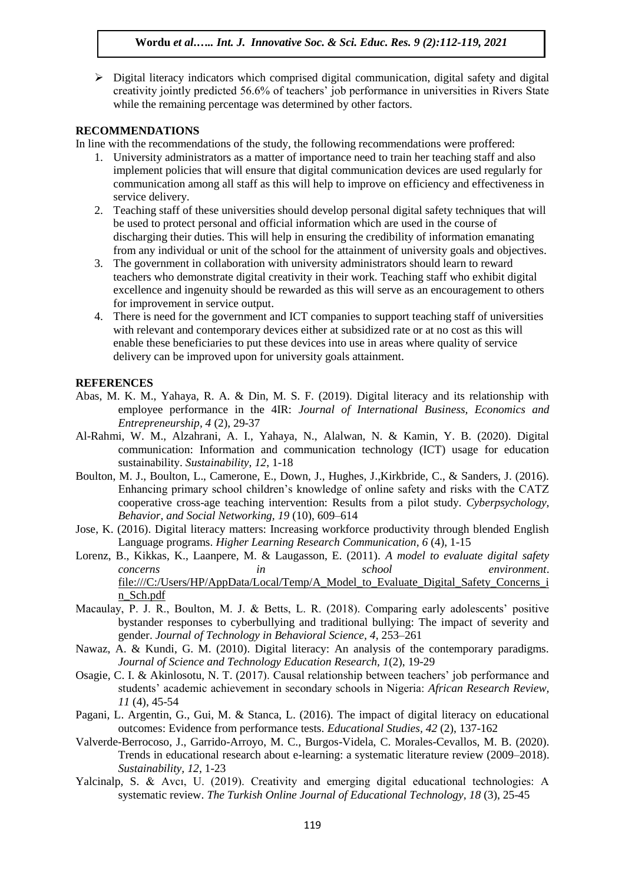- Digital literacy indicators which comprised digital communication, digital safety and digital creativity jointly predicted 56.6% of teachers' job performance in universities in Rivers State while the remaining percentage was determined by other factors.

## RECOMMENDATIONS

In line with the recommendations of the study, the following recommendations were proffered:

1. University administrators as a matter of importance need to train her teaching staff and also implement policies that will ensure that digital communication devices are used regularly for communication among all staff as this will help to improve on efficiency and effectiveness in service delivery.
2. Teaching staff of these universities should develop personal digital safety techniques that will be used to protect personal and official information which are used in the course of discharging their duties. This will help in ensuring the credibility of information emanating from any individual or unit of the school for the attainment of university goals and objectives.
3. The government in collaboration with university administrators should learn to reward teachers who demonstrate digital creativity in their work. Teaching staff who exhibit digital excellence and ingenuity should be rewarded as this will serve as an encouragement to others for improvement in service output.
4. There is need for the government and ICT companies to support teaching staff of universities with relevant and contemporary devices either at subsidized rate or at no cost as this will enable these beneficiaries to put these devices into use in areas where quality of service delivery can be improved upon for university goals attainment.

## REFERENCES

Abas, M. K. M., Yahaya, R. A. & Din, M. S. F. (2019). Digital literacy and its relationship with employee performance in the 4IR: *Journal of International Business, Economics and Entrepreneurship, 4* (2), 29-37

Al-Rahmi, W. M., Alzahrani, A. I., Yahaya, N., Alalwan, N. & Kamin, Y. B. (2020). Digital communication: Information and communication technology (ICT) usage for education sustainability. *Sustainability, 12*, 1-18

Boulton, M. J., Boulton, L., Camerone, E., Down, J., Hughes, J.,Kirkbride, C., & Sanders, J. (2016). Enhancing primary school children's knowledge of online safety and risks with the CATZ cooperative cross-age teaching intervention: Results from a pilot study. *Cyberpsychology, Behavior, and Social Networking, 19* (10), 609–614

Jose, K. (2016). Digital literacy matters: Increasing workforce productivity through blended English Language programs. *Higher Learning Research Communication, 6* (4), 1-15

Lorenz, B., Kikkas, K., Laanpere, M. & Laugasson, E. (2011). *A model to evaluate digital safety concerns in school environment*. file:///C:/Users/HP/AppData/Local/Temp/A_Model_to_Evaluate_Digital_Safety_Concerns_in_Sch.pdf

Macaulay, P. J. R., Boulton, M. J. & Betts, L. R. (2018). Comparing early adolescents' positive bystander responses to cyberbullying and traditional bullying: The impact of severity and gender. *Journal of Technology in Behavioral Science, 4*, 253–261

Nawaz, A. & Kundi, G. M. (2010). Digital literacy: An analysis of the contemporary paradigms. *Journal of Science and Technology Education Research, 1*(2), 19-29

Osagie, C. I. & Akinlosotu, N. T. (2017). Causal relationship between teachers' job performance and students' academic achievement in secondary schools in Nigeria: *African Research Review, 11* (4), 45-54

Pagani, L. Argentin, G., Gui, M. & Stanca, L. (2016). The impact of digital literacy on educational outcomes: Evidence from performance tests. *Educational Studies, 42* (2), 137-162

Valverde-Berrocoso, J., Garrido-Arroyo, M. C., Burgos-Videla, C. Morales-Cevallos, M. B. (2020). Trends in educational research about e-learning: a systematic literature review (2009–2018). *Sustainability, 12*, 1-23

Yalcinalp, S. & Avcı, U. (2019). Creativity and emerging digital educational technologies: A systematic review. *The Turkish Online Journal of Educational Technology, 18* (3), 25-45